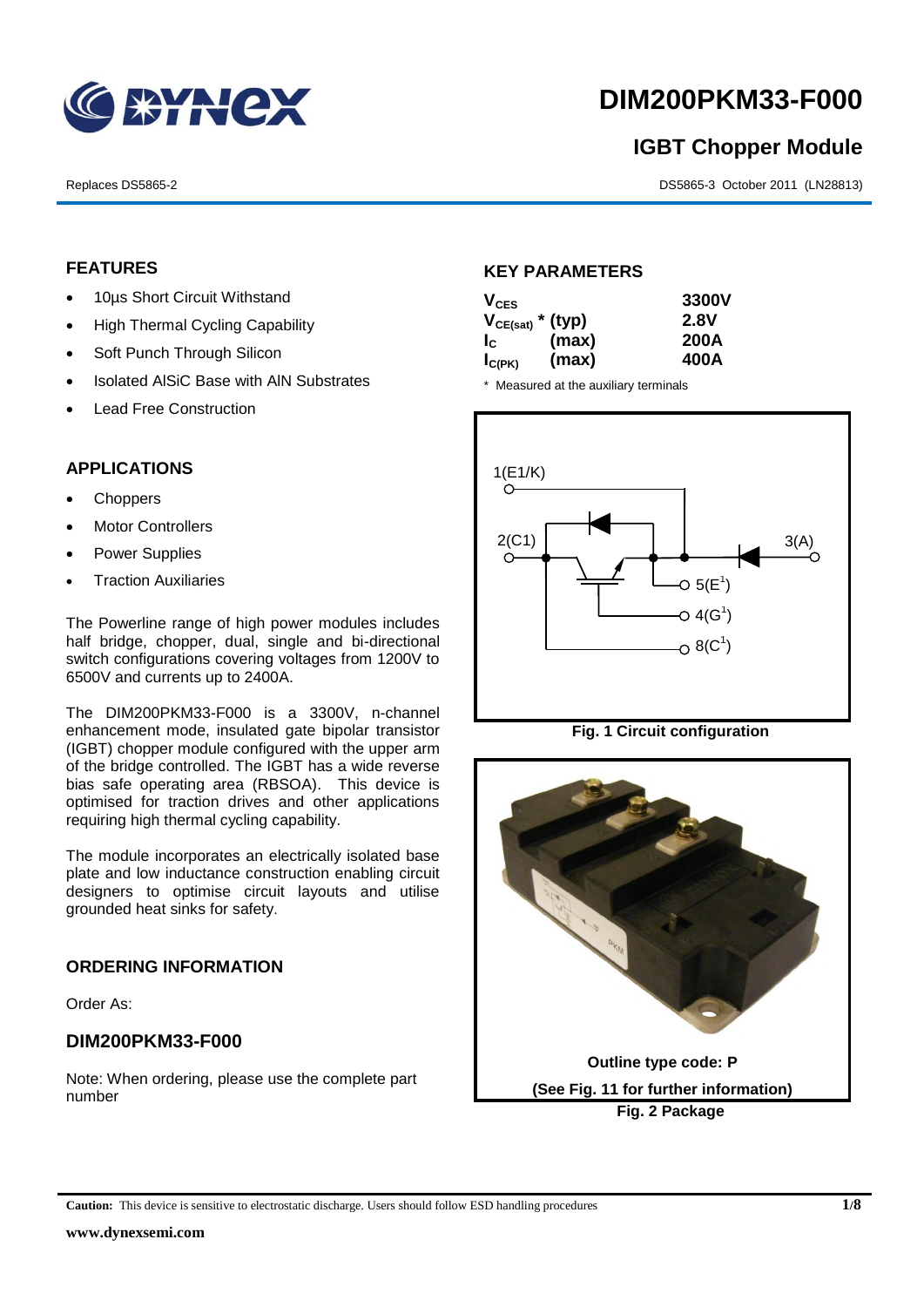# DIM200PKM33-F000

## IGBT Chopper Module

Replaces DS5865-2

DS5865-3 October 2011 (LN28813)

## FEATURES

- 10µs Short Circuit Withstand
- High Thermal Cycling Capability
- Soft Punch Through Silicon
- Isolated AlSiC Base with AlN Substrates
- Lead Free Construction

## APPLICATIONS

- Choppers
- Motor Controllers
- Power Supplies
- Traction Auxiliaries

The Powerline range of high power modules includes half bridge, chopper, dual, single and bi-directional switch configurations covering voltages from 1200V to 6500V and currents up to 2400A.

The DIM200PKM33-F000 is a 3300V, n-channel enhancement mode, insulated gate bipolar transistor (IGBT) chopper module configured with the upper arm of the bridge controlled. The IGBT has a wide reverse bias safe operating area (RBSOA). This device is optimised for traction drives and other applications requiring high thermal cycling capability.

The module incorporates an electrically isolated base plate and low inductance construction enabling circuit designers to optimise circuit layouts and utilise grounded heat sinks for safety.

## ORDERING INFORMATION

Order As:

### DIM200PKM33-F000

Note: When ordering, please use the complete part number

## KEY PARAMETERS

| | | |
|---|---|---|
| $V_{CES}$ | | 3300V |
| $V_{CE(sat)}$ * | (typ) | 2.8V |
| $I_C$ | (max) | 200A |
| $I_{C(PK)}$ | (max) | 400A |

\* Measured at the auxiliary terminals

1(E1/K)

2(C1)

3(A)

5(E[1])

4(G[1])

8(C[1])

**Fig. 1 Circuit configuration**

**Outline type code: P**

**(See Fig. 11 for further information)**

**Fig. 2 Package**

**Caution:** This device is sensitive to electrostatic discharge. Users should follow ESD handling procedures

**www.dynexsemi.com**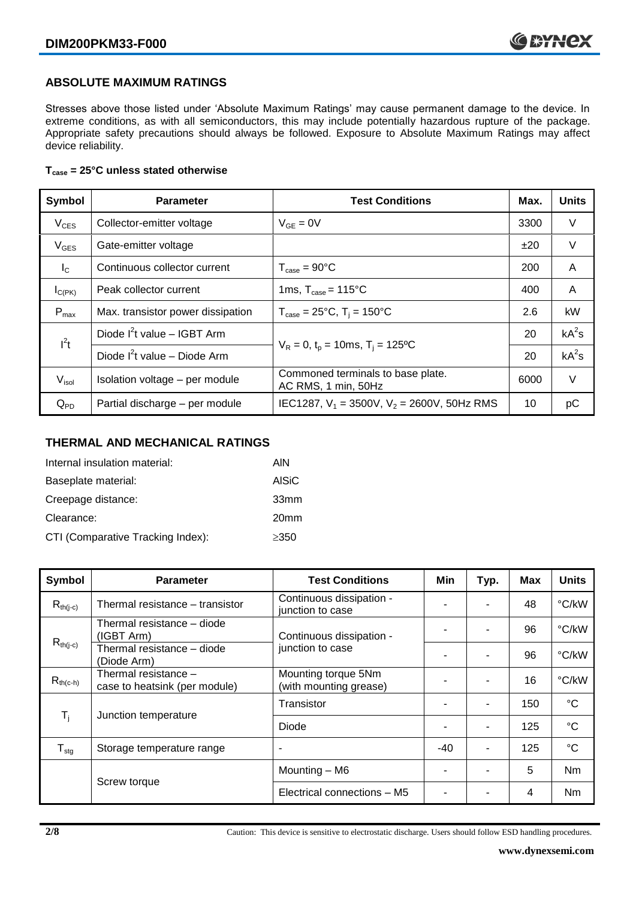## ABSOLUTE MAXIMUM RATINGS

Stresses above those listed under 'Absolute Maximum Ratings' may cause permanent damage to the device. In extreme conditions, as with all semiconductors, this may include potentially hazardous rupture of the package. Appropriate safety precautions should always be followed. Exposure to Absolute Maximum Ratings may affect device reliability.

**$T_{case}$ = 25°C unless stated otherwise**

| Symbol | Parameter | Test Conditions | Max. | Units |
|---|---|---|---|---|
| $V_{CES}$ | Collector-emitter voltage | $V_{GE}$ = 0V | 3300 | V |
| $V_{GES}$ | Gate-emitter voltage | | ±20 | V |
| $I_C$ | Continuous collector current | $T_{case}$ = 90°C | 200 | A |
| $I_{C(PK)}$ | Peak collector current | 1ms, $T_{case}$ = 115°C | 400 | A |
| $P_{max}$ | Max. transistor power dissipation | $T_{case}$ = 25°C, $T_j$ = 150°C | 2.6 | kW |
| $I^2t$ | Diode $I^2t$ value – IGBT Arm | $V_R$ = 0, $t_p$ = 10ms, $T_j$ = 125ºC | 20 | $kA^2s$ |
| | Diode $I^2t$ value – Diode Arm | | 20 | $kA^2s$ |
| $V_{isol}$ | Isolation voltage – per module | Commoned terminals to base plate. AC RMS, 1 min, 50Hz | 6000 | V |
| $Q_{PD}$ | Partial discharge – per module | IEC1287, $V_1$ = 3500V, $V_2$ = 2600V, 50Hz RMS | 10 | pC |

## THERMAL AND MECHANICAL RATINGS

Internal insulation material: AlN

Baseplate material: AlSiC

Creepage distance: 33mm

Clearance: 20mm

CTI (Comparative Tracking Index): ≥350

| Symbol | Parameter | Test Conditions | Min | Typ. | Max | Units |
|---|---|---|---|---|---|---|
| $R_{th(j-c)}$ | Thermal resistance – transistor | Continuous dissipation - junction to case | - | - | 48 | °C/kW |
| $R_{th(j-c)}$ | Thermal resistance – diode (IGBT Arm) | Continuous dissipation - junction to case | - | - | 96 | °C/kW |
| | Thermal resistance – diode (Diode Arm) | | - | - | 96 | °C/kW |
| $R_{th(c-h)}$ | Thermal resistance – case to heatsink (per module) | Mounting torque 5Nm (with mounting grease) | - | - | 16 | °C/kW |
| $T_j$ | Junction temperature | Transistor | - | - | 150 | °C |
| | | Diode | - | - | 125 | °C |
| $T_{stg}$ | Storage temperature range | - | -40 | - | 125 | °C |
| | Screw torque | Mounting – M6 | - | - | 5 | Nm |
| | | Electrical connections – M5 | - | - | 4 | Nm |

Caution: This device is sensitive to electrostatic discharge. Users should follow ESD handling procedures.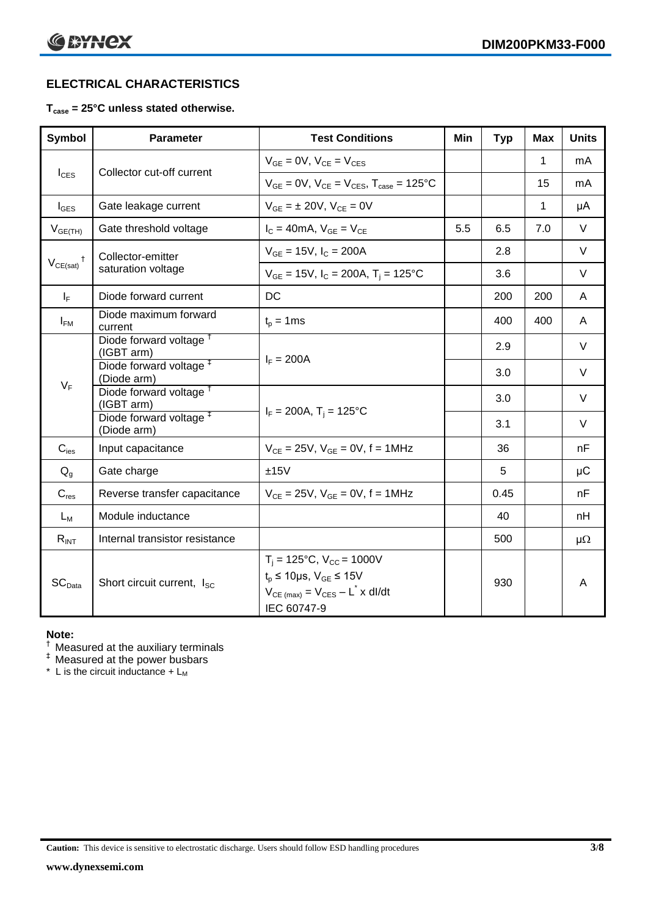## ELECTRICAL CHARACTERISTICS

**$T_{case}$ = 25°C unless stated otherwise.**

| Symbol | Parameter | Test Conditions | Min | Typ | Max | Units |
|---|---|---|---|---|---|---|
| $I_{CES}$ | Collector cut-off current | $V_{GE}$ = 0V, $V_{CE}$ = $V_{CES}$ | | | 1 | mA |
| | | $V_{GE}$ = 0V, $V_{CE}$ = $V_{CES}$, $T_{case}$ = 125°C | | | 15 | mA |
| $I_{GES}$ | Gate leakage current | $V_{GE}$ = ± 20V, $V_{CE}$ = 0V | | | 1 | μA |
| $V_{GE(TH)}$ | Gate threshold voltage | $I_C$ = 40mA, $V_{GE}$ = $V_{CE}$ | 5.5 | 6.5 | 7.0 | V |
| $V_{CE(sat)}$ † | Collector-emitter saturation voltage | $V_{GE}$ = 15V, $I_C$ = 200A | | 2.8 | | V |
| | | $V_{GE}$ = 15V, $I_C$ = 200A, $T_j$ = 125°C | | 3.6 | | V |
| $I_F$ | Diode forward current | DC | | 200 | 200 | A |
| $I_{FM}$ | Diode maximum forward current | $t_p$ = 1ms | | 400 | 400 | A |
| $V_F$ | Diode forward voltage † (IGBT arm) | $I_F$ = 200A | | 2.9 | | V |
| | Diode forward voltage ‡ (Diode arm) | | | 3.0 | | V |
| | Diode forward voltage † (IGBT arm) | $I_F$ = 200A, $T_j$ = 125°C | | 3.0 | | V |
| | Diode forward voltage ‡ (Diode arm) | | | 3.1 | | V |
| $C_{ies}$ | Input capacitance | $V_{CE}$ = 25V, $V_{GE}$ = 0V, f = 1MHz | | 36 | | nF |
| $Q_g$ | Gate charge | ±15V | | 5 | | μC |
| $C_{res}$ | Reverse transfer capacitance | $V_{CE}$ = 25V, $V_{GE}$ = 0V, f = 1MHz | | 0.45 | | nF |
| $L_M$ | Module inductance | | | 40 | | nH |
| $R_{INT}$ | Internal transistor resistance | | | 500 | | μΩ |
| $SC_{Data}$ | Short circuit current, $I_{SC}$ | $T_j$ = 125°C, $V_{CC}$ = 1000V<br>$t_p$ ≤ 10μs, $V_{GE}$ ≤ 15V<br>$V_{CE(max)}$ = $V_{CES}$ – $L^*$ x dI/dt<br>IEC 60747-9 | | 930 | | A |

**Note:**

† Measured at the auxiliary terminals
‡ Measured at the power busbars
\* L is the circuit inductance + $L_M$

**Caution:** This device is sensitive to electrostatic discharge. Users should follow ESD handling procedures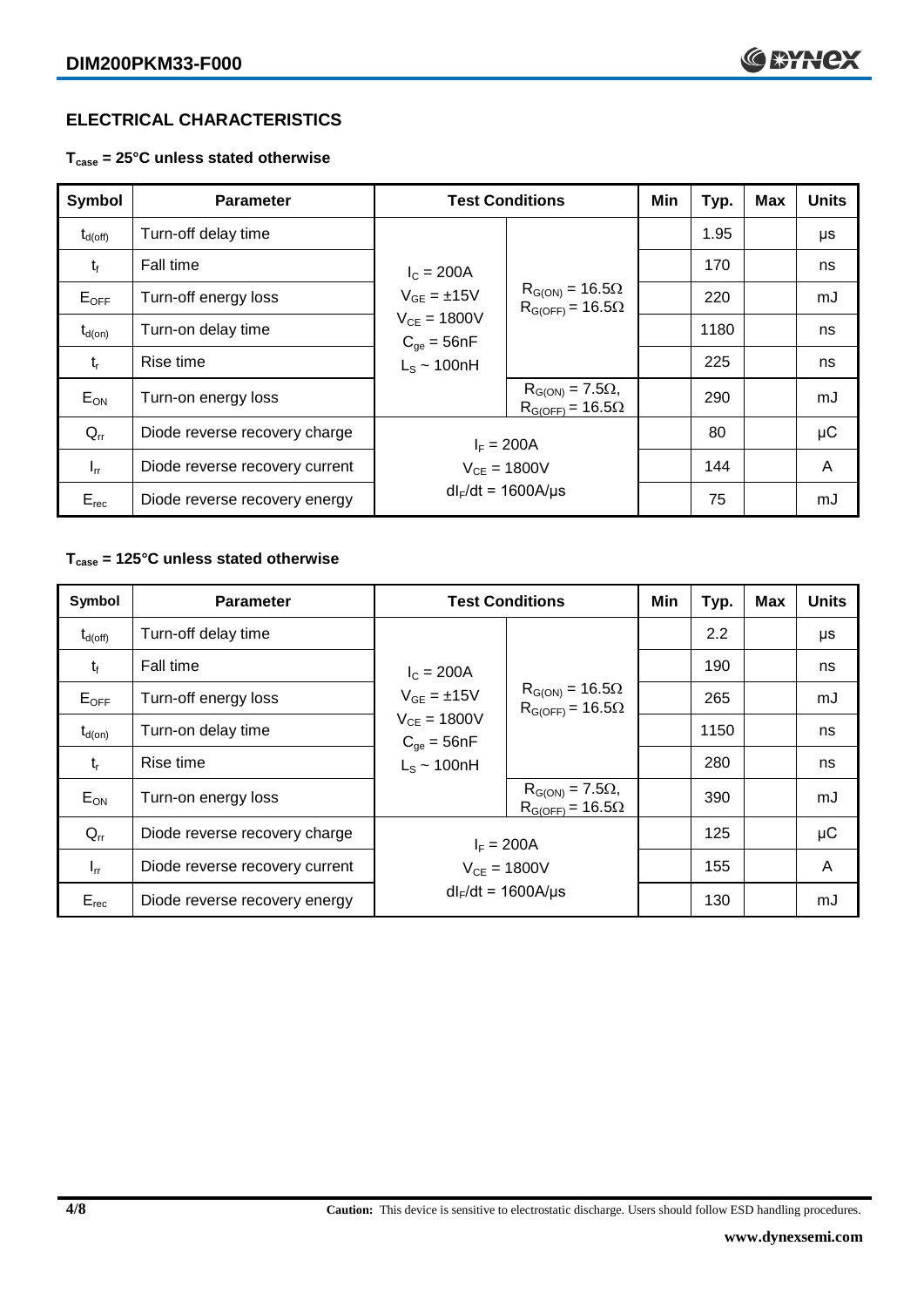## ELECTRICAL CHARACTERISTICS

**$T_{case}$ = 25°C unless stated otherwise**

| Symbol | Parameter | Test Conditions | | Min | Typ. | Max | Units |
|---|---|---|---|---|---|---|---|
| $t_{d(off)}$ | Turn-off delay time | $I_C$ = 200A<br>$V_{GE}$ = ±15V<br>$V_{CE}$ = 1800V<br>$C_{ge}$ = 56nF<br>$L_S$ ~ 100nH | $R_{G(ON)}$ = 16.5Ω<br>$R_{G(OFF)}$ = 16.5Ω | | 1.95 | | μs |
| $t_f$ | Fall time | | | | 170 | | ns |
| $E_{OFF}$ | Turn-off energy loss | | | | 220 | | mJ |
| $t_{d(on)}$ | Turn-on delay time | | | | 1180 | | ns |
| $t_r$ | Rise time | | | | 225 | | ns |
| $E_{ON}$ | Turn-on energy loss | | $R_{G(ON)}$ = 7.5Ω,<br>$R_{G(OFF)}$ = 16.5Ω | | 290 | | mJ |
| $Q_{rr}$ | Diode reverse recovery charge | $I_F$ = 200A<br>$V_{CE}$ = 1800V<br>$dI_F/dt$ = 1600A/μs | | | 80 | | μC |
| $I_{rr}$ | Diode reverse recovery current | | | | 144 | | A |
| $E_{rec}$ | Diode reverse recovery energy | | | | 75 | | mJ |

**$T_{case}$ = 125°C unless stated otherwise**

| Symbol | Parameter | Test Conditions | | Min | Typ. | Max | Units |
|---|---|---|---|---|---|---|---|
| $t_{d(off)}$ | Turn-off delay time | $I_C$ = 200A<br>$V_{GE}$ = ±15V<br>$V_{CE}$ = 1800V<br>$C_{ge}$ = 56nF<br>$L_S$ ~ 100nH | $R_{G(ON)}$ = 16.5Ω<br>$R_{G(OFF)}$ = 16.5Ω | | 2.2 | | μs |
| $t_f$ | Fall time | | | | 190 | | ns |
| $E_{OFF}$ | Turn-off energy loss | | | | 265 | | mJ |
| $t_{d(on)}$ | Turn-on delay time | | | | 1150 | | ns |
| $t_r$ | Rise time | | | | 280 | | ns |
| $E_{ON}$ | Turn-on energy loss | | $R_{G(ON)}$ = 7.5Ω,<br>$R_{G(OFF)}$ = 16.5Ω | | 390 | | mJ |
| $Q_{rr}$ | Diode reverse recovery charge | $I_F$ = 200A<br>$V_{CE}$ = 1800V<br>$dI_F/dt$ = 1600A/μs | | | 125 | | μC |
| $I_{rr}$ | Diode reverse recovery current | | | | 155 | | A |
| $E_{rec}$ | Diode reverse recovery energy | | | | 130 | | mJ |

**Caution:** This device is sensitive to electrostatic discharge. Users should follow ESD handling procedures.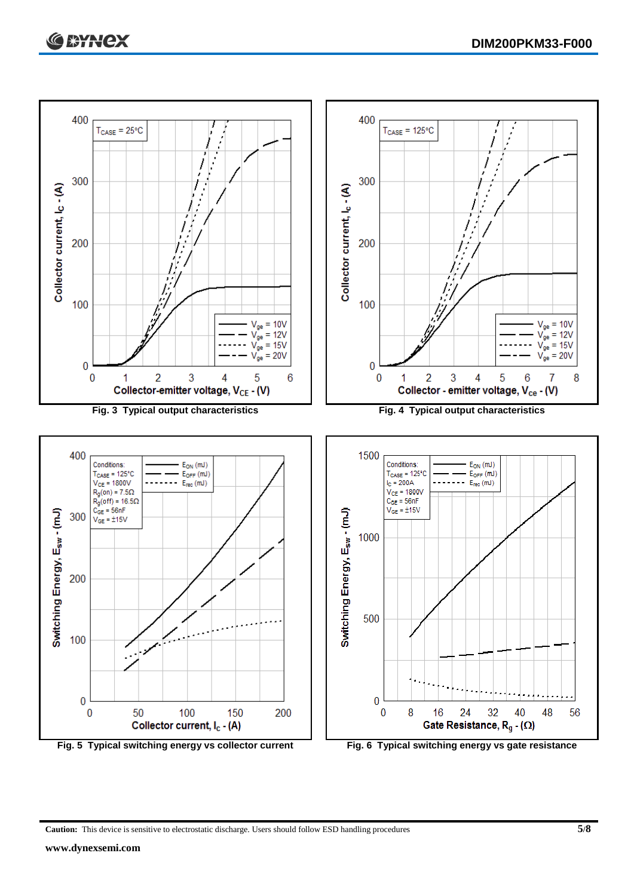Fig. 3 Typical output characteristics

Fig. 4 Typical output characteristics

Fig. 5 Typical switching energy vs collector current

Fig. 6 Typical switching energy vs gate resistance

**Caution:** This device is sensitive to electrostatic discharge. Users should follow ESD handling procedures

**www.dynexsemi.com**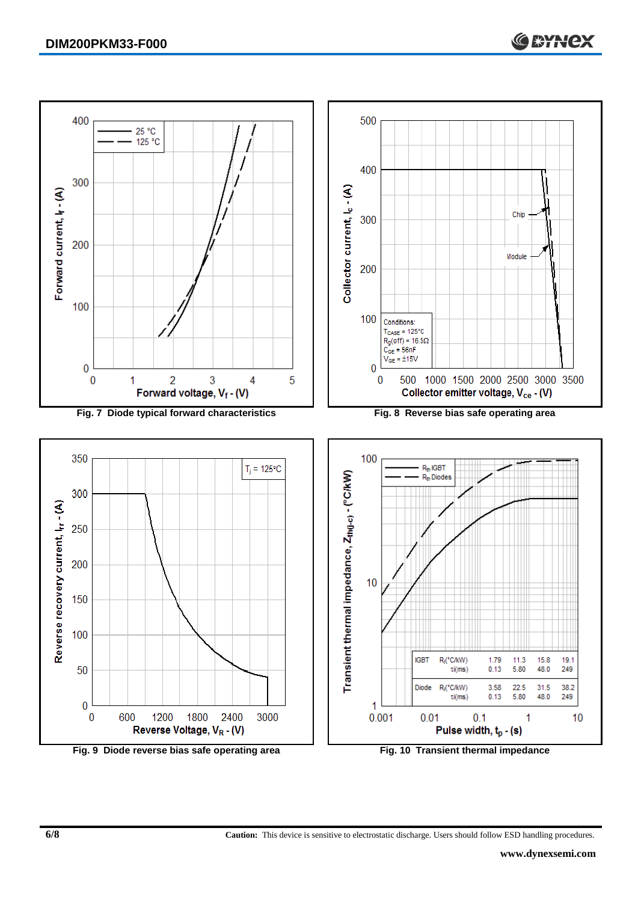Fig. 7 Diode typical forward characteristics

Fig. 8 Reverse bias safe operating area

Conditions:
$T_{CASE}$ = 125°C
$R_g$(off) = 16.5Ω
$C_{GE}$ = 56nF
$V_{GE}$ = ±15V

Fig. 9 Diode reverse bias safe operating area

|  |  | 1 | 2 | 3 | 4 |
|---|---|---|---|---|---|
| IGBT | $R_i$(°C/kW) | 1.79 | 11.3 | 15.8 | 19.1 |
|  | $\tau_i$(ms) | 0.13 | 5.80 | 48.0 | 249 |
| Diode | $R_i$(°C/kW) | 3.58 | 22.5 | 31.5 | 38.2 |
|  | $\tau_i$(ms) | 0.13 | 5.80 | 48.0 | 249 |

Fig. 10 Transient thermal impedance

**Caution:** This device is sensitive to electrostatic discharge. Users should follow ESD handling procedures.

**www.dynexsemi.com**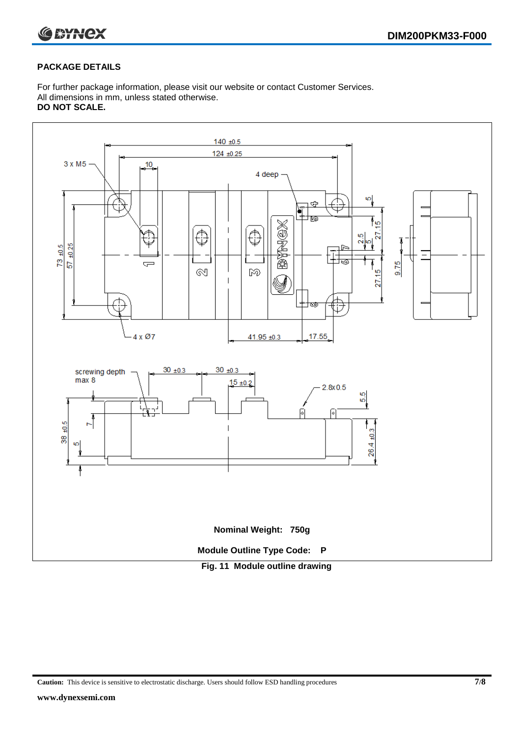## PACKAGE DETAILS

For further package information, please visit our website or contact Customer Services.
All dimensions in mm, unless stated otherwise.
**DO NOT SCALE.**

**Nominal Weight: 750g**

**Module Outline Type Code: P**

**Fig. 11 Module outline drawing**

**Caution:** This device is sensitive to electrostatic discharge. Users should follow ESD handling procedures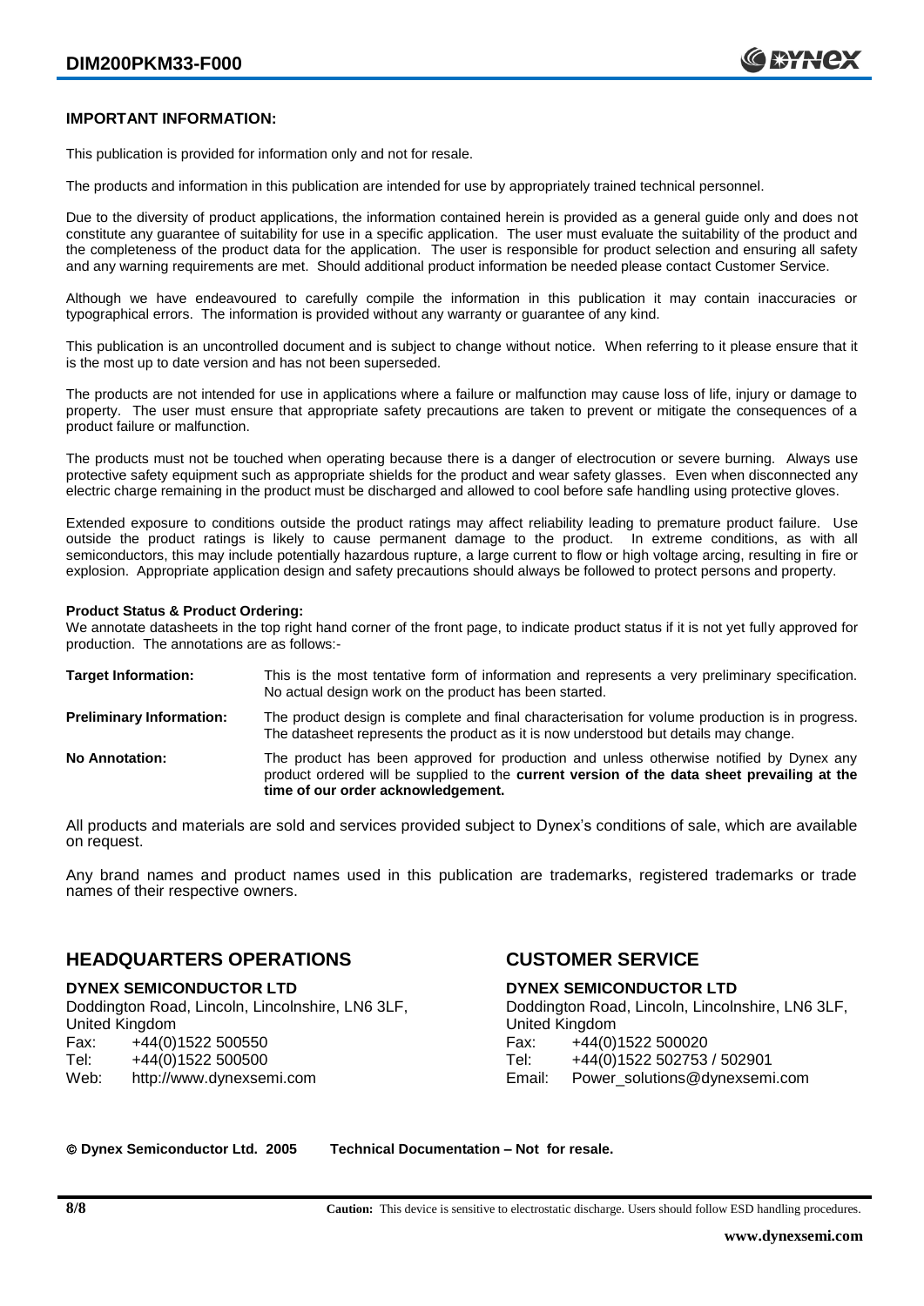### IMPORTANT INFORMATION:

This publication is provided for information only and not for resale.

The products and information in this publication are intended for use by appropriately trained technical personnel.

Due to the diversity of product applications, the information contained herein is provided as a general guide only and does not constitute any guarantee of suitability for use in a specific application. The user must evaluate the suitability of the product and the completeness of the product data for the application. The user is responsible for product selection and ensuring all safety and any warning requirements are met. Should additional product information be needed please contact Customer Service.

Although we have endeavoured to carefully compile the information in this publication it may contain inaccuracies or typographical errors. The information is provided without any warranty or guarantee of any kind.

This publication is an uncontrolled document and is subject to change without notice. When referring to it please ensure that it is the most up to date version and has not been superseded.

The products are not intended for use in applications where a failure or malfunction may cause loss of life, injury or damage to property. The user must ensure that appropriate safety precautions are taken to prevent or mitigate the consequences of a product failure or malfunction.

The products must not be touched when operating because there is a danger of electrocution or severe burning. Always use protective safety equipment such as appropriate shields for the product and wear safety glasses. Even when disconnected any electric charge remaining in the product must be discharged and allowed to cool before safe handling using protective gloves.

Extended exposure to conditions outside the product ratings may affect reliability leading to premature product failure. Use outside the product ratings is likely to cause permanent damage to the product. In extreme conditions, as with all semiconductors, this may include potentially hazardous rupture, a large current to flow or high voltage arcing, resulting in fire or explosion. Appropriate application design and safety precautions should always be followed to protect persons and property.

**Product Status & Product Ordering:**

We annotate datasheets in the top right hand corner of the front page, to indicate product status if it is not yet fully approved for production. The annotations are as follows:-

| | |
|---|---|
| **Target Information:** | This is the most tentative form of information and represents a very preliminary specification. No actual design work on the product has been started. |
| **Preliminary Information:** | The product design is complete and final characterisation for volume production is in progress. The datasheet represents the product as it is now understood but details may change. |
| **No Annotation:** | The product has been approved for production and unless otherwise notified by Dynex any product ordered will be supplied to the **current version of the data sheet prevailing at the time of our order acknowledgement.** |

All products and materials are sold and services provided subject to Dynex's conditions of sale, which are available on request.

Any brand names and product names used in this publication are trademarks, registered trademarks or trade names of their respective owners.

## HEADQUARTERS OPERATIONS

**DYNEX SEMICONDUCTOR LTD**

Doddington Road, Lincoln, Lincolnshire, LN6 3LF,
United Kingdom
Fax: +44(0)1522 500550
Tel: +44(0)1522 500500
Web: http://www.dynexsemi.com

## CUSTOMER SERVICE

**DYNEX SEMICONDUCTOR LTD**

Doddington Road, Lincoln, Lincolnshire, LN6 3LF,
United Kingdom
Fax: +44(0)1522 500020
Tel: +44(0)1522 502753 / 502901
Email: Power_solutions@dynexsemi.com

**© Dynex Semiconductor Ltd. 2005 Technical Documentation – Not for resale.**

**Caution:** This device is sensitive to electrostatic discharge. Users should follow ESD handling procedures.